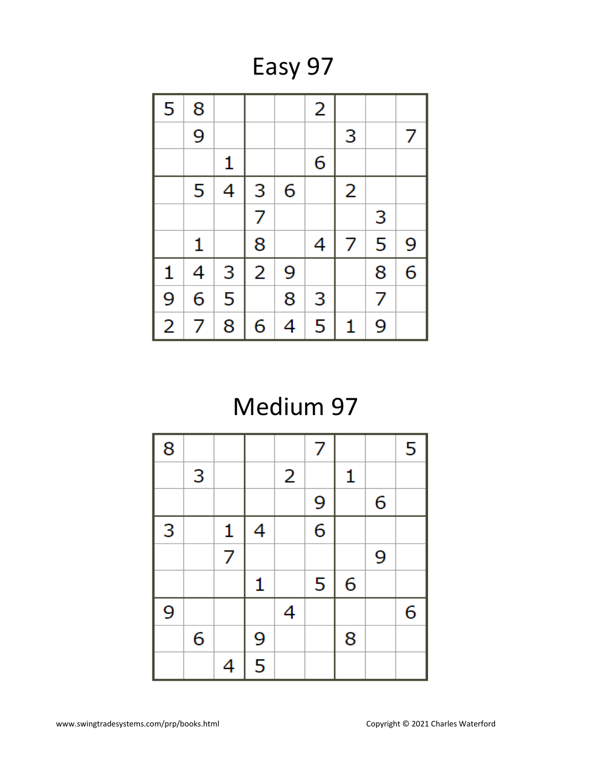# Easy 97

| | | | | | | | | |
|---|---|---|---|---|---|---|---|---|
| 5 | 8 | | | | 2 | | | |
| | 9 | | | | | 3 | | 7 |
| | | 1 | | | 6 | | | |
| | 5 | 4 | 3 | 6 | | 2 | | |
| | | | 7 | | | | 3 | |
| | 1 | | 8 | | 4 | 7 | 5 | 9 |
| 1 | 4 | 3 | 2 | 9 | | | 8 | 6 |
| 9 | 6 | 5 | | 8 | 3 | | 7 | |
| 2 | 7 | 8 | 6 | 4 | 5 | 1 | 9 | |

# Medium 97

| | | | | | | | | |
|---|---|---|---|---|---|---|---|---|
| 8 | | | | | 7 | | | 5 |
| | 3 | | | 2 | | 1 | | |
| | | | | | 9 | | 6 | |
| 3 | | 1 | 4 | | 6 | | | |
| | | 7 | | | | | 9 | |
| | | | 1 | | 5 | 6 | | |
| 9 | | | | 4 | | | | 6 |
| | 6 | | 9 | | | 8 | | |
| | | 4 | 5 | | | | | |

www.swingtradesystems.com/prp/books.html

Copyright © 2021 Charles Waterford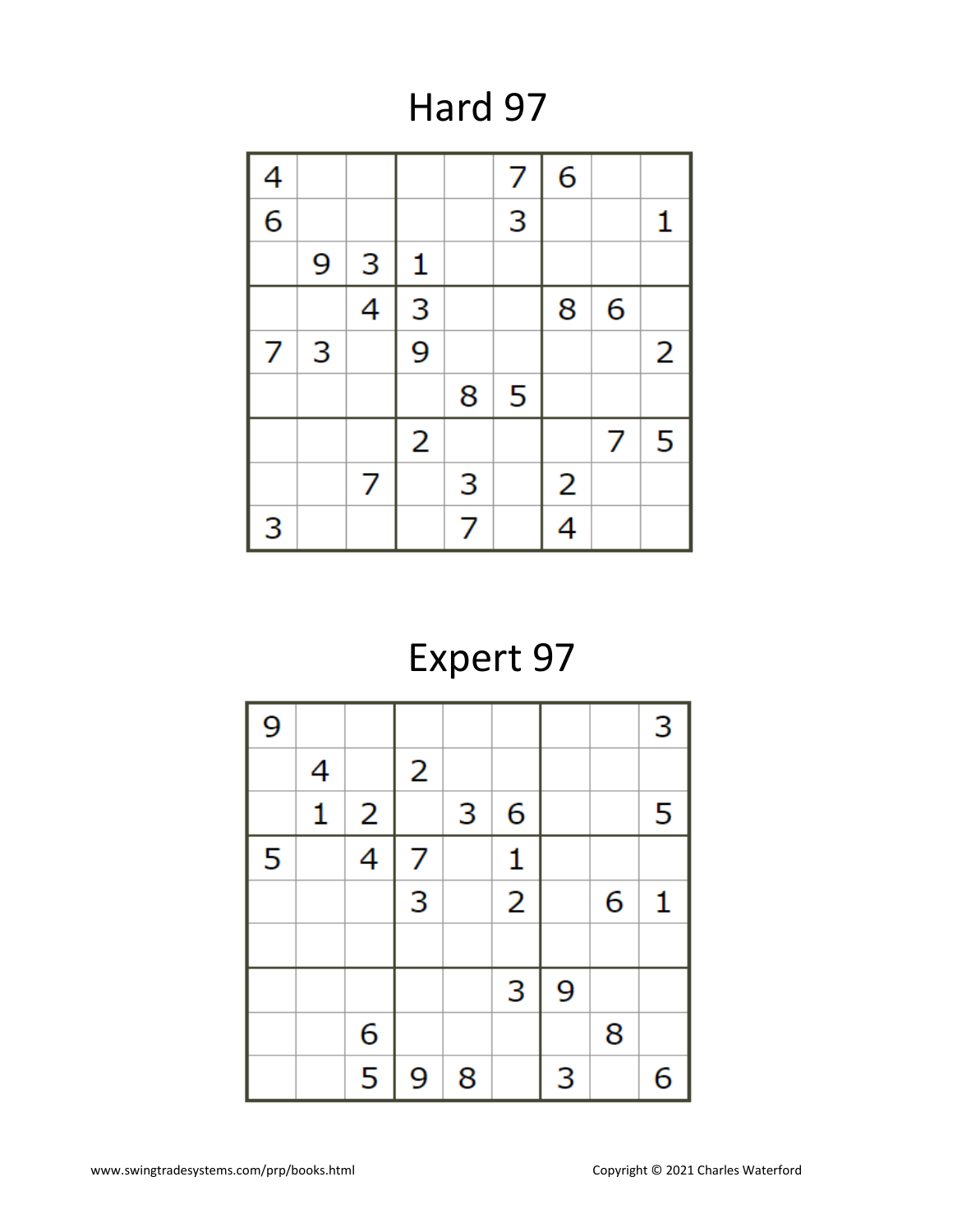# Hard 97

| | | | | | | | | |
|---|---|---|---|---|---|---|---|---|
| 4 | | | | | 7 | 6 | | |
| 6 | | | | | 3 | | | 1 |
| | 9 | 3 | 1 | | | | | |
| | | 4 | 3 | | | 8 | 6 | |
| 7 | 3 | | 9 | | | | | 2 |
| | | | | 8 | 5 | | | |
| | | | 2 | | | | 7 | 5 |
| | | 7 | | 3 | | 2 | | |
| 3 | | | | 7 | | 4 | | |

# Expert 97

| | | | | | | | | |
|---|---|---|---|---|---|---|---|---|
| 9 | | | | | | | | 3 |
| | 4 | | 2 | | | | | |
| | 1 | 2 | | 3 | 6 | | | 5 |
| 5 | | 4 | 7 | | 1 | | | |
| | | | 3 | | 2 | | 6 | 1 |
| | | | | | | | | |
| | | | | | 3 | 9 | | |
| | | 6 | | | | | 8 | |
| | | 5 | 9 | 8 | | 3 | | 6 |

www.swingtradesystems.com/prp/books.html

Copyright © 2021 Charles Waterford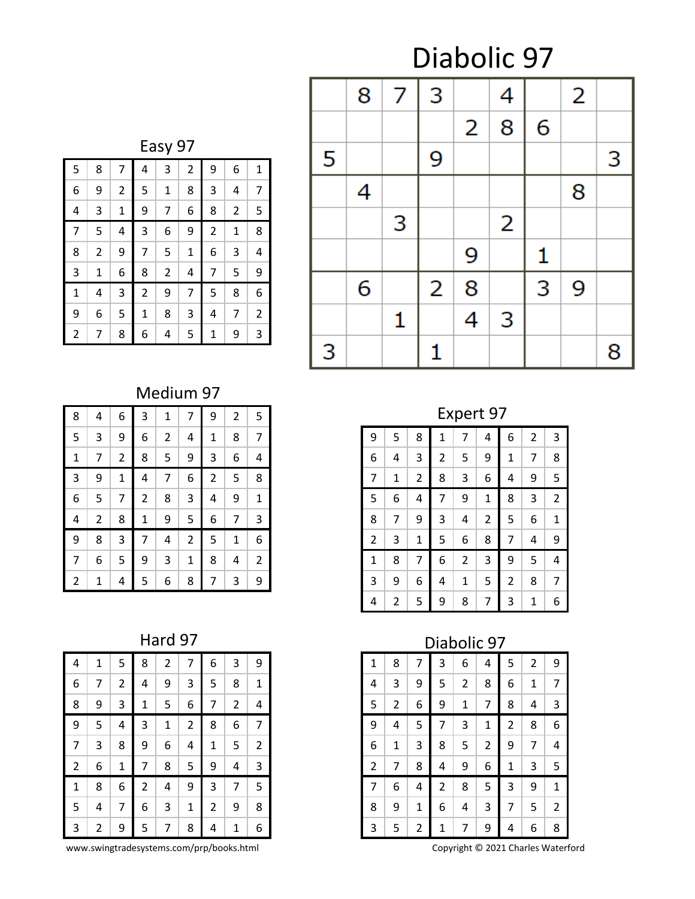# Diabolic 97

| | | | | | | | | |
|---|---|---|---|---|---|---|---|---|
| | 8 | 7 | 3 | | 4 | | 2 | |
| | | | | 2 | 8 | 6 | | |
| 5 | | | 9 | | | | | 3 |
| | 4 | | | | | | 8 | |
| | | 3 | | | 2 | | | |
| | | | | 9 | | 1 | | |
| | 6 | | 2 | 8 | | 3 | 9 | |
| | | 1 | | 4 | 3 | | | |
| 3 | | | 1 | | | | | 8 |

## Easy 97

| | | | | | | | | |
|---|---|---|---|---|---|---|---|---|
| 5 | 8 | 7 | 4 | 3 | 2 | 9 | 6 | 1 |
| 6 | 9 | 2 | 5 | 1 | 8 | 3 | 4 | 7 |
| 4 | 3 | 1 | 9 | 7 | 6 | 8 | 2 | 5 |
| 7 | 5 | 4 | 3 | 6 | 9 | 2 | 1 | 8 |
| 8 | 2 | 9 | 7 | 5 | 1 | 6 | 3 | 4 |
| 3 | 1 | 6 | 8 | 2 | 4 | 7 | 5 | 9 |
| 1 | 4 | 3 | 2 | 9 | 7 | 5 | 8 | 6 |
| 9 | 6 | 5 | 1 | 8 | 3 | 4 | 7 | 2 |
| 2 | 7 | 8 | 6 | 4 | 5 | 1 | 9 | 3 |

## Medium 97

| | | | | | | | | |
|---|---|---|---|---|---|---|---|---|
| 8 | 4 | 6 | 3 | 1 | 7 | 9 | 2 | 5 |
| 5 | 3 | 9 | 6 | 2 | 4 | 1 | 8 | 7 |
| 1 | 7 | 2 | 8 | 5 | 9 | 3 | 6 | 4 |
| 3 | 9 | 1 | 4 | 7 | 6 | 2 | 5 | 8 |
| 6 | 5 | 7 | 2 | 8 | 3 | 4 | 9 | 1 |
| 4 | 2 | 8 | 1 | 9 | 5 | 6 | 7 | 3 |
| 9 | 8 | 3 | 7 | 4 | 2 | 5 | 1 | 6 |
| 7 | 6 | 5 | 9 | 3 | 1 | 8 | 4 | 2 |
| 2 | 1 | 4 | 5 | 6 | 8 | 7 | 3 | 9 |

## Expert 97

| | | | | | | | | |
|---|---|---|---|---|---|---|---|---|
| 9 | 5 | 8 | 1 | 7 | 4 | 6 | 2 | 3 |
| 6 | 4 | 3 | 2 | 5 | 9 | 1 | 7 | 8 |
| 7 | 1 | 2 | 8 | 3 | 6 | 4 | 9 | 5 |
| 5 | 6 | 4 | 7 | 9 | 1 | 8 | 3 | 2 |
| 8 | 7 | 9 | 3 | 4 | 2 | 5 | 6 | 1 |
| 2 | 3 | 1 | 5 | 6 | 8 | 7 | 4 | 9 |
| 1 | 8 | 7 | 6 | 2 | 3 | 9 | 5 | 4 |
| 3 | 9 | 6 | 4 | 1 | 5 | 2 | 8 | 7 |
| 4 | 2 | 5 | 9 | 8 | 7 | 3 | 1 | 6 |

## Hard 97

| | | | | | | | | |
|---|---|---|---|---|---|---|---|---|
| 4 | 1 | 5 | 8 | 2 | 7 | 6 | 3 | 9 |
| 6 | 7 | 2 | 4 | 9 | 3 | 5 | 8 | 1 |
| 8 | 9 | 3 | 1 | 5 | 6 | 7 | 2 | 4 |
| 9 | 5 | 4 | 3 | 1 | 2 | 8 | 6 | 7 |
| 7 | 3 | 8 | 9 | 6 | 4 | 1 | 5 | 2 |
| 2 | 6 | 1 | 7 | 8 | 5 | 9 | 4 | 3 |
| 1 | 8 | 6 | 2 | 4 | 9 | 3 | 7 | 5 |
| 5 | 4 | 7 | 6 | 3 | 1 | 2 | 9 | 8 |
| 3 | 2 | 9 | 5 | 7 | 8 | 4 | 1 | 6 |

## Diabolic 97

| | | | | | | | | |
|---|---|---|---|---|---|---|---|---|
| 1 | 8 | 7 | 3 | 6 | 4 | 5 | 2 | 9 |
| 4 | 3 | 9 | 5 | 2 | 8 | 6 | 1 | 7 |
| 5 | 2 | 6 | 9 | 1 | 7 | 8 | 4 | 3 |
| 9 | 4 | 5 | 7 | 3 | 1 | 2 | 8 | 6 |
| 6 | 1 | 3 | 8 | 5 | 2 | 9 | 7 | 4 |
| 2 | 7 | 8 | 4 | 9 | 6 | 1 | 3 | 5 |
| 7 | 6 | 4 | 2 | 8 | 5 | 3 | 9 | 1 |
| 8 | 9 | 1 | 6 | 4 | 3 | 7 | 5 | 2 |
| 3 | 5 | 2 | 1 | 7 | 9 | 4 | 6 | 8 |